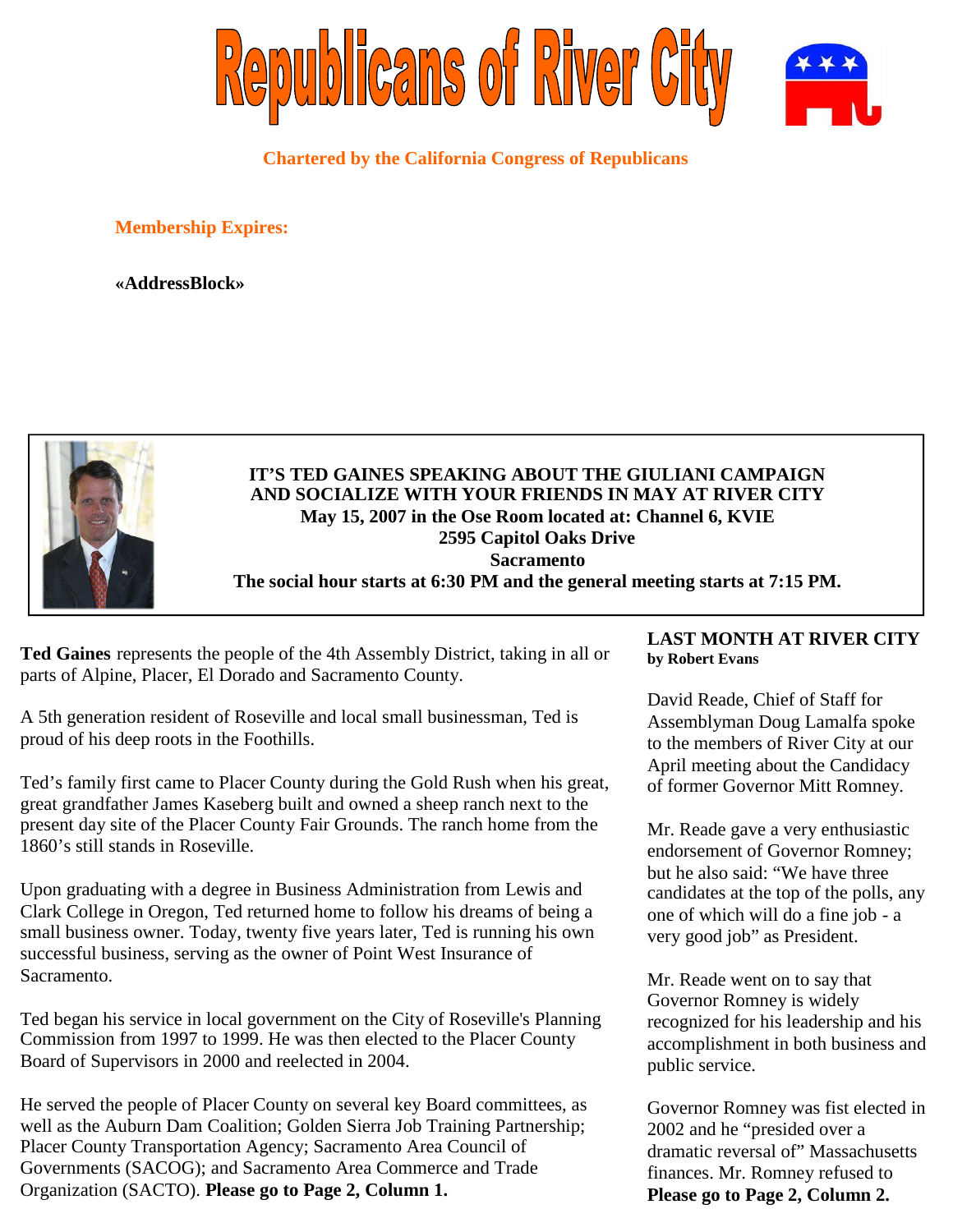# Republicans of River City

**Chartered by the California Congress of Republicans**

**Membership Expires:**

**«AddressBlock»**

**IT'S TED GAINES SPEAKING ABOUT THE GIULIANI CAMPAIGN AND SOCIALIZE WITH YOUR FRIENDS IN MAY AT RIVER CITY**
**May 15, 2007 in the Ose Room located at: Channel 6, KVIE**
**2595 Capitol Oaks Drive**
**Sacramento**
**The social hour starts at 6:30 PM and the general meeting starts at 7:15 PM.**

**Ted Gaines** represents the people of the 4th Assembly District, taking in all or parts of Alpine, Placer, El Dorado and Sacramento County.

A 5th generation resident of Roseville and local small businessman, Ted is proud of his deep roots in the Foothills.

Ted's family first came to Placer County during the Gold Rush when his great, great grandfather James Kaseberg built and owned a sheep ranch next to the present day site of the Placer County Fair Grounds. The ranch home from the 1860's still stands in Roseville.

Upon graduating with a degree in Business Administration from Lewis and Clark College in Oregon, Ted returned home to follow his dreams of being a small business owner. Today, twenty five years later, Ted is running his own successful business, serving as the owner of Point West Insurance of Sacramento.

Ted began his service in local government on the City of Roseville's Planning Commission from 1997 to 1999. He was then elected to the Placer County Board of Supervisors in 2000 and reelected in 2004.

He served the people of Placer County on several key Board committees, as well as the Auburn Dam Coalition; Golden Sierra Job Training Partnership; Placer County Transportation Agency; Sacramento Area Council of Governments (SACOG); and Sacramento Area Commerce and Trade Organization (SACTO). **Please go to Page 2, Column 1.**

## LAST MONTH AT RIVER CITY
**by Robert Evans**

David Reade, Chief of Staff for Assemblyman Doug Lamalfa spoke to the members of River City at our April meeting about the Candidacy of former Governor Mitt Romney.

Mr. Reade gave a very enthusiastic endorsement of Governor Romney; but he also said: "We have three candidates at the top of the polls, any one of which will do a fine job - a very good job" as President.

Mr. Reade went on to say that Governor Romney is widely recognized for his leadership and his accomplishment in both business and public service.

Governor Romney was fist elected in 2002 and he "presided over a dramatic reversal of" Massachusetts finances. Mr. Romney refused to **Please go to Page 2, Column 2.**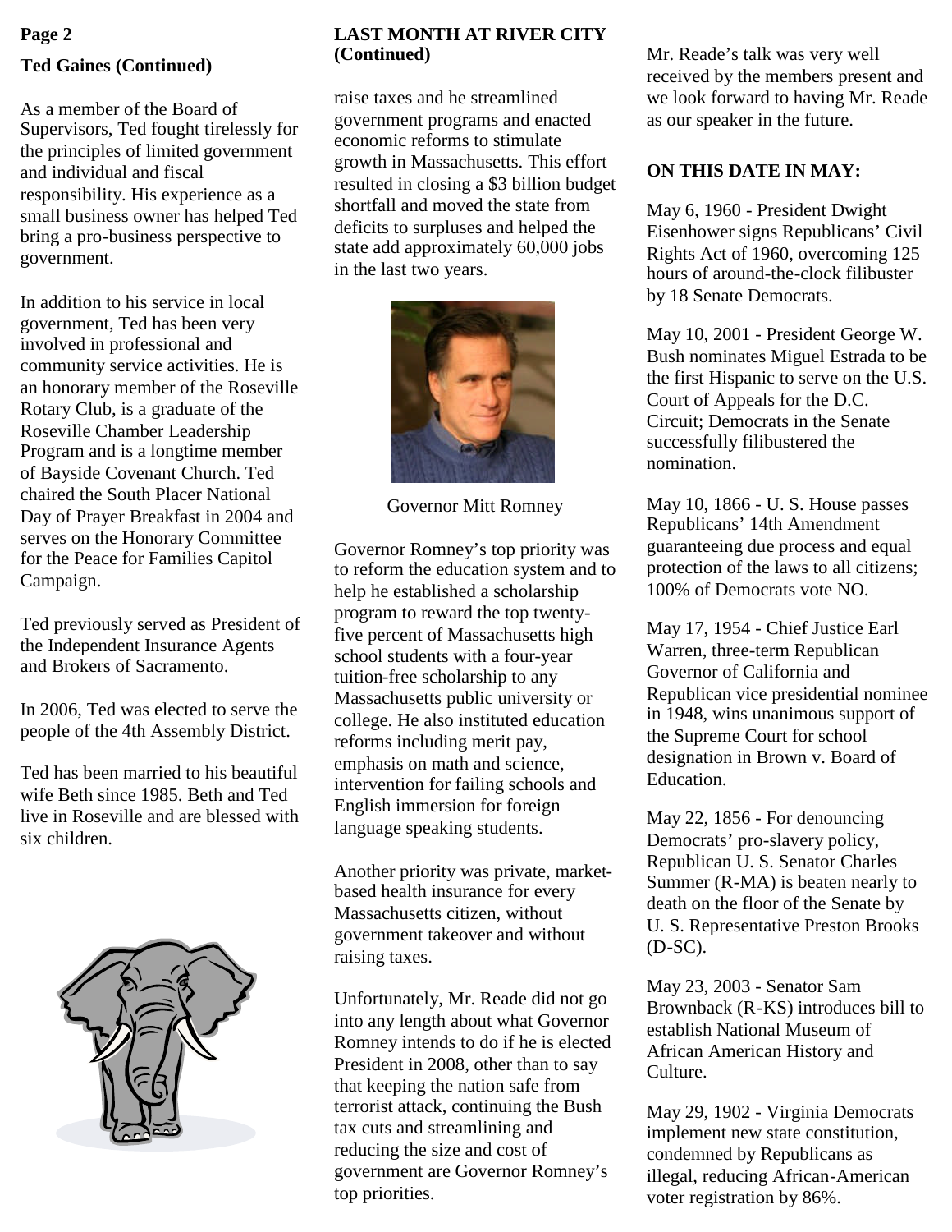## Ted Gaines (Continued)

As a member of the Board of Supervisors, Ted fought tirelessly for the principles of limited government and individual and fiscal responsibility. His experience as a small business owner has helped Ted bring a pro-business perspective to government.

In addition to his service in local government, Ted has been very involved in professional and community service activities. He is an honorary member of the Roseville Rotary Club, is a graduate of the Roseville Chamber Leadership Program and is a longtime member of Bayside Covenant Church. Ted chaired the South Placer National Day of Prayer Breakfast in 2004 and serves on the Honorary Committee for the Peace for Families Capitol Campaign.

Ted previously served as President of the Independent Insurance Agents and Brokers of Sacramento.

In 2006, Ted was elected to serve the people of the 4th Assembly District.

Ted has been married to his beautiful wife Beth since 1985. Beth and Ted live in Roseville and are blessed with six children.

## LAST MONTH AT RIVER CITY (Continued)

raise taxes and he streamlined government programs and enacted economic reforms to stimulate growth in Massachusetts. This effort resulted in closing a $3 billion budget shortfall and moved the state from deficits to surpluses and helped the state add approximately 60,000 jobs in the last two years.

Governor Mitt Romney

Governor Romney's top priority was to reform the education system and to help he established a scholarship program to reward the top twenty-five percent of Massachusetts high school students with a four-year tuition-free scholarship to any Massachusetts public university or college. He also instituted education reforms including merit pay, emphasis on math and science, intervention for failing schools and English immersion for foreign language speaking students.

Another priority was private, market-based health insurance for every Massachusetts citizen, without government takeover and without raising taxes.

Unfortunately, Mr. Reade did not go into any length about what Governor Romney intends to do if he is elected President in 2008, other than to say that keeping the nation safe from terrorist attack, continuing the Bush tax cuts and streamlining and reducing the size and cost of government are Governor Romney's top priorities.

Mr. Reade's talk was very well received by the members present and we look forward to having Mr. Reade as our speaker in the future.

## ON THIS DATE IN MAY:

May 6, 1960 - President Dwight Eisenhower signs Republicans' Civil Rights Act of 1960, overcoming 125 hours of around-the-clock filibuster by 18 Senate Democrats.

May 10, 2001 - President George W. Bush nominates Miguel Estrada to be the first Hispanic to serve on the U.S. Court of Appeals for the D.C. Circuit; Democrats in the Senate successfully filibustered the nomination.

May 10, 1866 - U. S. House passes Republicans' 14th Amendment guaranteeing due process and equal protection of the laws to all citizens; 100% of Democrats vote NO.

May 17, 1954 - Chief Justice Earl Warren, three-term Republican Governor of California and Republican vice presidential nominee in 1948, wins unanimous support of the Supreme Court for school designation in Brown v. Board of Education.

May 22, 1856 - For denouncing Democrats' pro-slavery policy, Republican U. S. Senator Charles Summer (R-MA) is beaten nearly to death on the floor of the Senate by U. S. Representative Preston Brooks (D-SC).

May 23, 2003 - Senator Sam Brownback (R-KS) introduces bill to establish National Museum of African American History and Culture.

May 29, 1902 - Virginia Democrats implement new state constitution, condemned by Republicans as illegal, reducing African-American voter registration by 86%.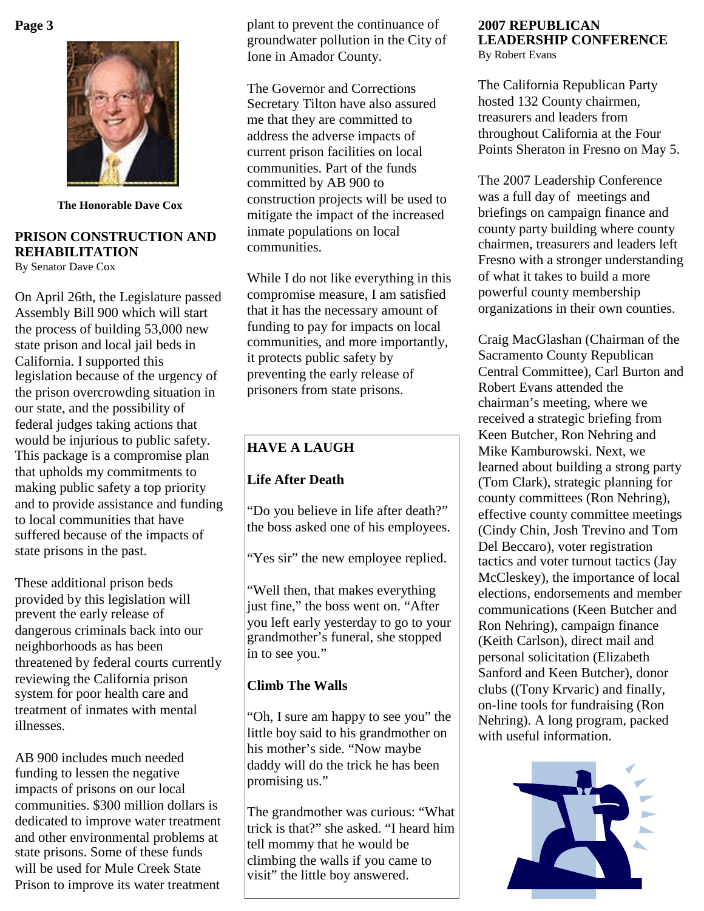**The Honorable Dave Cox**

## PRISON CONSTRUCTION AND REHABILITATION

By Senator Dave Cox

On April 26th, the Legislature passed Assembly Bill 900 which will start the process of building 53,000 new state prison and local jail beds in California. I supported this legislation because of the urgency of the prison overcrowding situation in our state, and the possibility of federal judges taking actions that would be injurious to public safety. This package is a compromise plan that upholds my commitments to making public safety a top priority and to provide assistance and funding to local communities that have suffered because of the impacts of state prisons in the past.

These additional prison beds provided by this legislation will prevent the early release of dangerous criminals back into our neighborhoods as has been threatened by federal courts currently reviewing the California prison system for poor health care and treatment of inmates with mental illnesses.

AB 900 includes much needed funding to lessen the negative impacts of prisons on our local communities. $300 million dollars is dedicated to improve water treatment and other environmental problems at state prisons. Some of these funds will be used for Mule Creek State Prison to improve its water treatment plant to prevent the continuance of groundwater pollution in the City of Ione in Amador County.

The Governor and Corrections Secretary Tilton have also assured me that they are committed to address the adverse impacts of current prison facilities on local communities. Part of the funds committed by AB 900 to construction projects will be used to mitigate the impact of the increased inmate populations on local communities.

While I do not like everything in this compromise measure, I am satisfied that it has the necessary amount of funding to pay for impacts on local communities, and more importantly, it protects public safety by preventing the early release of prisoners from state prisons.

## HAVE A LAUGH

### Life After Death

"Do you believe in life after death?" the boss asked one of his employees.

"Yes sir" the new employee replied.

"Well then, that makes everything just fine," the boss went on. "After you left early yesterday to go to your grandmother's funeral, she stopped in to see you."

### Climb The Walls

"Oh, I sure am happy to see you" the little boy said to his grandmother on his mother's side. "Now maybe daddy will do the trick he has been promising us."

The grandmother was curious: "What trick is that?" she asked. "I heard him tell mommy that he would be climbing the walls if you came to visit" the little boy answered.

## 2007 REPUBLICAN LEADERSHIP CONFERENCE

By Robert Evans

The California Republican Party hosted 132 County chairmen, treasurers and leaders from throughout California at the Four Points Sheraton in Fresno on May 5.

The 2007 Leadership Conference was a full day of meetings and briefings on campaign finance and county party building where county chairmen, treasurers and leaders left Fresno with a stronger understanding of what it takes to build a more powerful county membership organizations in their own counties.

Craig MacGlashan (Chairman of the Sacramento County Republican Central Committee), Carl Burton and Robert Evans attended the chairman's meeting, where we received a strategic briefing from Keen Butcher, Ron Nehring and Mike Kamburowski. Next, we learned about building a strong party (Tom Clark), strategic planning for county committees (Ron Nehring), effective county committee meetings (Cindy Chin, Josh Trevino and Tom Del Beccaro), voter registration tactics and voter turnout tactics (Jay McCleskey), the importance of local elections, endorsements and member communications (Keen Butcher and Ron Nehring), campaign finance (Keith Carlson), direct mail and personal solicitation (Elizabeth Sanford and Keen Butcher), donor clubs ((Tony Krvaric) and finally, on-line tools for fundraising (Ron Nehring). A long program, packed with useful information.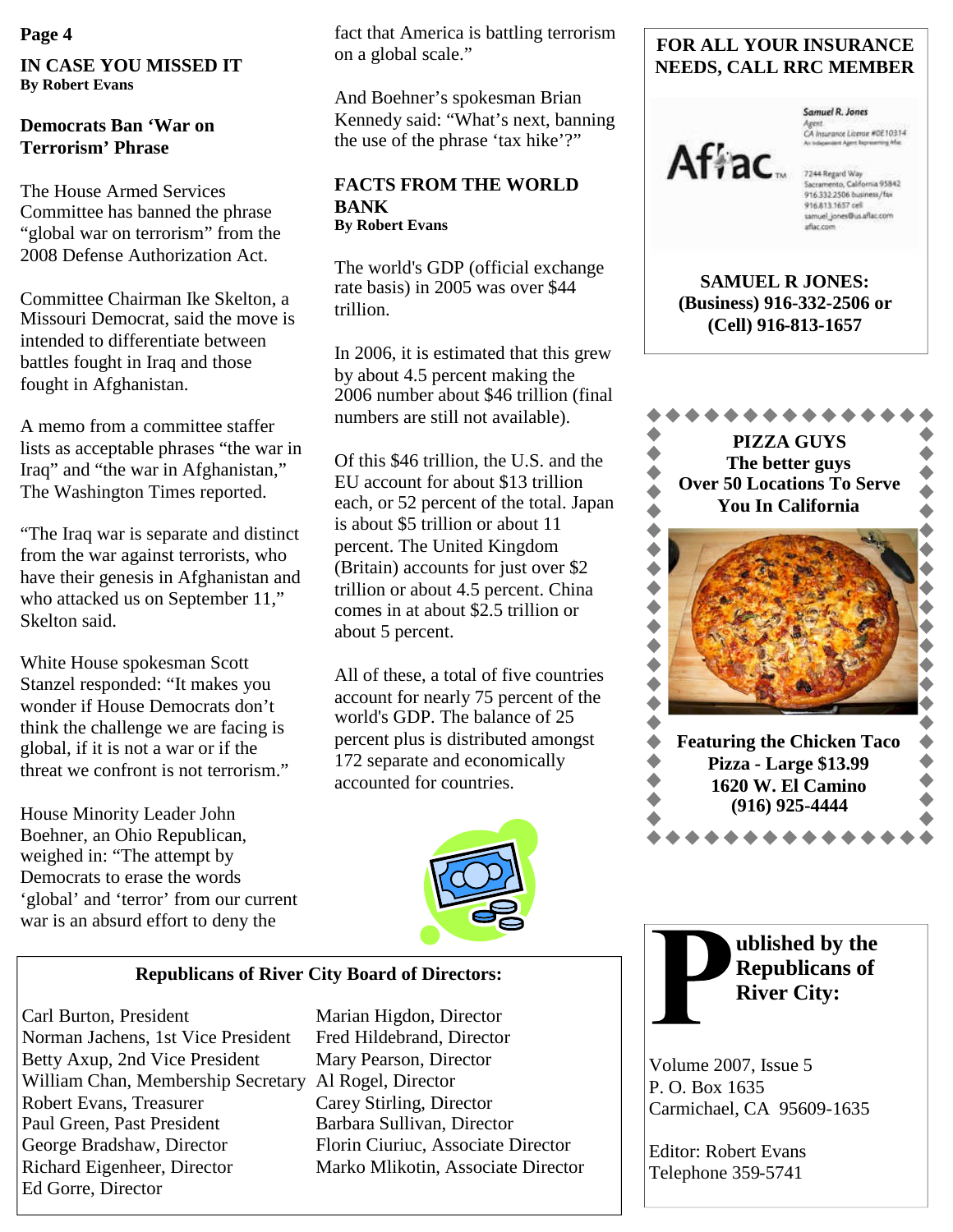## IN CASE YOU MISSED IT

**By Robert Evans**

### Democrats Ban 'War on Terrorism' Phrase

The House Armed Services Committee has banned the phrase "global war on terrorism" from the 2008 Defense Authorization Act.

Committee Chairman Ike Skelton, a Missouri Democrat, said the move is intended to differentiate between battles fought in Iraq and those fought in Afghanistan.

A memo from a committee staffer lists as acceptable phrases "the war in Iraq" and "the war in Afghanistan," The Washington Times reported.

"The Iraq war is separate and distinct from the war against terrorists, who have their genesis in Afghanistan and who attacked us on September 11," Skelton said.

White House spokesman Scott Stanzel responded: "It makes you wonder if House Democrats don't think the challenge we are facing is global, if it is not a war or if the threat we confront is not terrorism."

House Minority Leader John Boehner, an Ohio Republican, weighed in: "The attempt by Democrats to erase the words 'global' and 'terror' from our current war is an absurd effort to deny the fact that America is battling terrorism on a global scale."

And Boehner's spokesman Brian Kennedy said: "What's next, banning the use of the phrase 'tax hike'?"

## FACTS FROM THE WORLD BANK

**By Robert Evans**

The world's GDP (official exchange rate basis) in 2005 was over $44 trillion.

In 2006, it is estimated that this grew by about 4.5 percent making the 2006 number about $46 trillion (final numbers are still not available).

Of this $46 trillion, the U.S. and the EU account for about $13 trillion each, or 52 percent of the total. Japan is about $5 trillion or about 11 percent. The United Kingdom (Britain) accounts for just over $2 trillion or about 4.5 percent. China comes in at about $2.5 trillion or about 5 percent.

All of these, a total of five countries account for nearly 75 percent of the world's GDP. The balance of 25 percent plus is distributed amongst 172 separate and economically accounted for countries.

---

**FOR ALL YOUR INSURANCE NEEDS, CALL RRC MEMBER**

Aflac

Samuel R. Jones
Agent
CA Insurance License #0E10314
An Independent Agent Representing Aflac

7244 Regard Way
Sacramento, California 95842
916.332.2506 business/fax
916.813.1657 cell
samuel_jones@us.aflac.com
aflac.com

**SAMUEL R JONES: (Business) 916-332-2506 or (Cell) 916-813-1657**

---

**PIZZA GUYS**
**The better guys**
**Over 50 Locations To Serve You In California**

**Featuring the Chicken Taco Pizza - Large $13.99**
**1620 W. El Camino**
**(916) 925-4444**

---

**Republicans of River City Board of Directors:**

Carl Burton, President
Norman Jachens, 1st Vice President
Betty Axup, 2nd Vice President
William Chan, Membership Secretary
Robert Evans, Treasurer
Paul Green, Past President
George Bradshaw, Director
Richard Eigenheer, Director
Ed Gorre, Director
Marian Higdon, Director
Fred Hildebrand, Director
Mary Pearson, Director
Al Rogel, Director
Carey Stirling, Director
Barbara Sullivan, Director
Florin Ciuriuc, Associate Director
Marko Mlikotin, Associate Director

---

**Published by the Republicans of River City:**

Volume 2007, Issue 5
P. O. Box 1635
Carmichael, CA 95609-1635

Editor: Robert Evans
Telephone 359-5741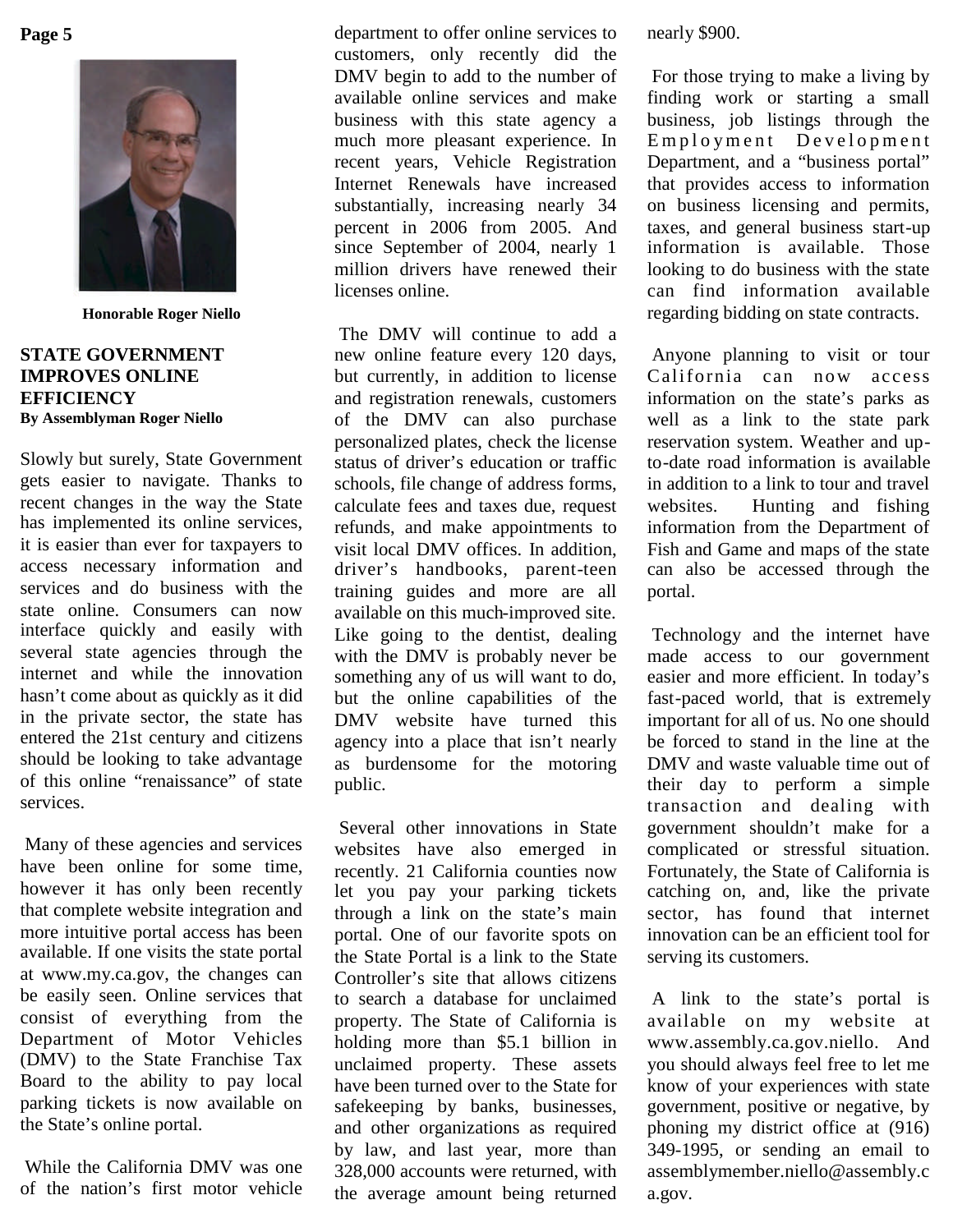Honorable Roger Niello

## STATE GOVERNMENT IMPROVES ONLINE EFFICIENCY

**By Assemblyman Roger Niello**

Slowly but surely, State Government gets easier to navigate. Thanks to recent changes in the way the State has implemented its online services, it is easier than ever for taxpayers to access necessary information and services and do business with the state online. Consumers can now interface quickly and easily with several state agencies through the internet and while the innovation hasn't come about as quickly as it did in the private sector, the state has entered the 21st century and citizens should be looking to take advantage of this online "renaissance" of state services.

Many of these agencies and services have been online for some time, however it has only been recently that complete website integration and more intuitive portal access has been available. If one visits the state portal at www.my.ca.gov, the changes can be easily seen. Online services that consist of everything from the Department of Motor Vehicles (DMV) to the State Franchise Tax Board to the ability to pay local parking tickets is now available on the State's online portal.

While the California DMV was one of the nation's first motor vehicle department to offer online services to customers, only recently did the DMV begin to add to the number of available online services and make business with this state agency a much more pleasant experience. In recent years, Vehicle Registration Internet Renewals have increased substantially, increasing nearly 34 percent in 2006 from 2005. And since September of 2004, nearly 1 million drivers have renewed their licenses online.

The DMV will continue to add a new online feature every 120 days, but currently, in addition to license and registration renewals, customers of the DMV can also purchase personalized plates, check the license status of driver's education or traffic schools, file change of address forms, calculate fees and taxes due, request refunds, and make appointments to visit local DMV offices. In addition, driver's handbooks, parent-teen training guides and more are all available on this much-improved site. Like going to the dentist, dealing with the DMV is probably never be something any of us will want to do, but the online capabilities of the DMV website have turned this agency into a place that isn't nearly as burdensome for the motoring public.

Several other innovations in State websites have also emerged in recently. 21 California counties now let you pay your parking tickets through a link on the state's main portal. One of our favorite spots on the State Portal is a link to the State Controller's site that allows citizens to search a database for unclaimed property. The State of California is holding more than $5.1 billion in unclaimed property. These assets have been turned over to the State for safekeeping by banks, businesses, and other organizations as required by law, and last year, more than 328,000 accounts were returned, with the average amount being returned nearly $900.

For those trying to make a living by finding work or starting a small business, job listings through the Employment Development Department, and a "business portal" that provides access to information on business licensing and permits, taxes, and general business start-up information is available. Those looking to do business with the state can find information available regarding bidding on state contracts.

Anyone planning to visit or tour California can now access information on the state's parks as well as a link to the state park reservation system. Weather and up-to-date road information is available in addition to a link to tour and travel websites. Hunting and fishing information from the Department of Fish and Game and maps of the state can also be accessed through the portal.

Technology and the internet have made access to our government easier and more efficient. In today's fast-paced world, that is extremely important for all of us. No one should be forced to stand in the line at the DMV and waste valuable time out of their day to perform a simple transaction and dealing with government shouldn't make for a complicated or stressful situation. Fortunately, the State of California is catching on, and, like the private sector, has found that internet innovation can be an efficient tool for serving its customers.

A link to the state's portal is available on my website at www.assembly.ca.gov.niello. And you should always feel free to let me know of your experiences with state government, positive or negative, by phoning my district office at (916) 349-1995, or sending an email to assemblymember.niello@assembly.ca.gov.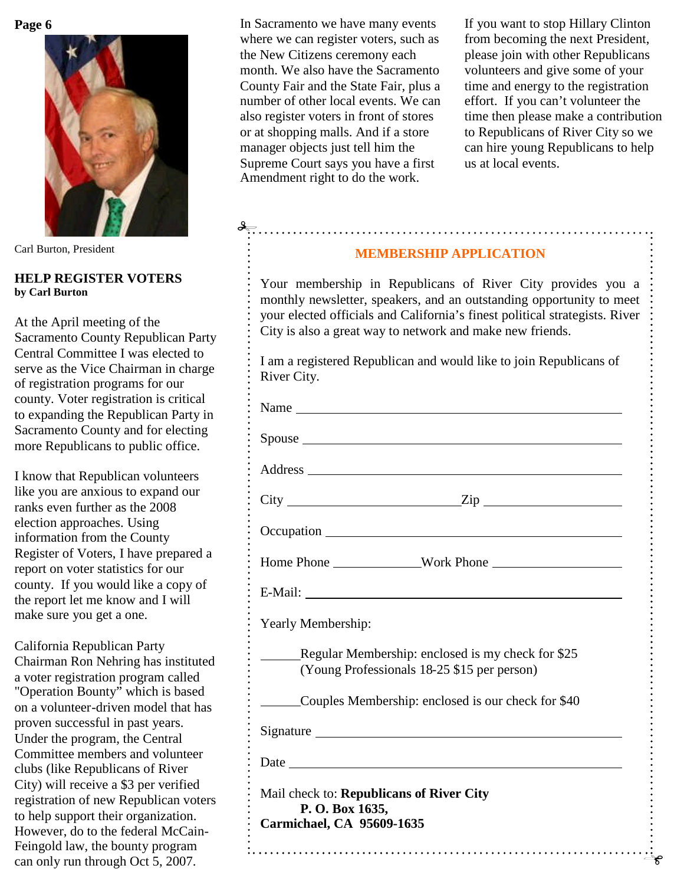Carl Burton, President

## HELP REGISTER VOTERS

**by Carl Burton**

At the April meeting of the Sacramento County Republican Party Central Committee I was elected to serve as the Vice Chairman in charge of registration programs for our county. Voter registration is critical to expanding the Republican Party in Sacramento County and for electing more Republicans to public office.

I know that Republican volunteers like you are anxious to expand our ranks even further as the 2008 election approaches. Using information from the County Register of Voters, I have prepared a report on voter statistics for our county. If you would like a copy of the report let me know and I will make sure you get a one.

California Republican Party Chairman Ron Nehring has instituted a voter registration program called "Operation Bounty" which is based on a volunteer-driven model that has proven successful in past years. Under the program, the Central Committee members and volunteer clubs (like Republicans of River City) will receive a $3 per verified registration of new Republican voters to help support their organization. However, do to the federal McCain-Feingold law, the bounty program can only run through Oct 5, 2007.

In Sacramento we have many events where we can register voters, such as the New Citizens ceremony each month. We also have the Sacramento County Fair and the State Fair, plus a number of other local events. We can also register voters in front of stores or at shopping malls. And if a store manager objects just tell him the Supreme Court says you have a first Amendment right to do the work.

If you want to stop Hillary Clinton from becoming the next President, please join with other Republicans volunteers and give some of your time and energy to the registration effort. If you can't volunteer the time then please make a contribution to Republicans of River City so we can hire young Republicans to help us at local events.

---

## MEMBERSHIP APPLICATION

Your membership in Republicans of River City provides you a monthly newsletter, speakers, and an outstanding opportunity to meet your elected officials and California's finest political strategists. River City is also a great way to network and make new friends.

I am a registered Republican and would like to join Republicans of River City.

Name ______________________________

Spouse ______________________________

Address ______________________________

City ______________ Zip ______________

Occupation ______________________________

Home Phone ____________ Work Phone ____________

E-Mail: ______________________________

Yearly Membership:

______ Regular Membership: enclosed is my check for $25
(Young Professionals 18-25 $15 per person)

______ Couples Membership: enclosed is our check for $40

Signature ______________________________

Date ______________________________

Mail check to: **Republicans of River City**
**P. O. Box 1635,**
**Carmichael, CA 95609-1635**